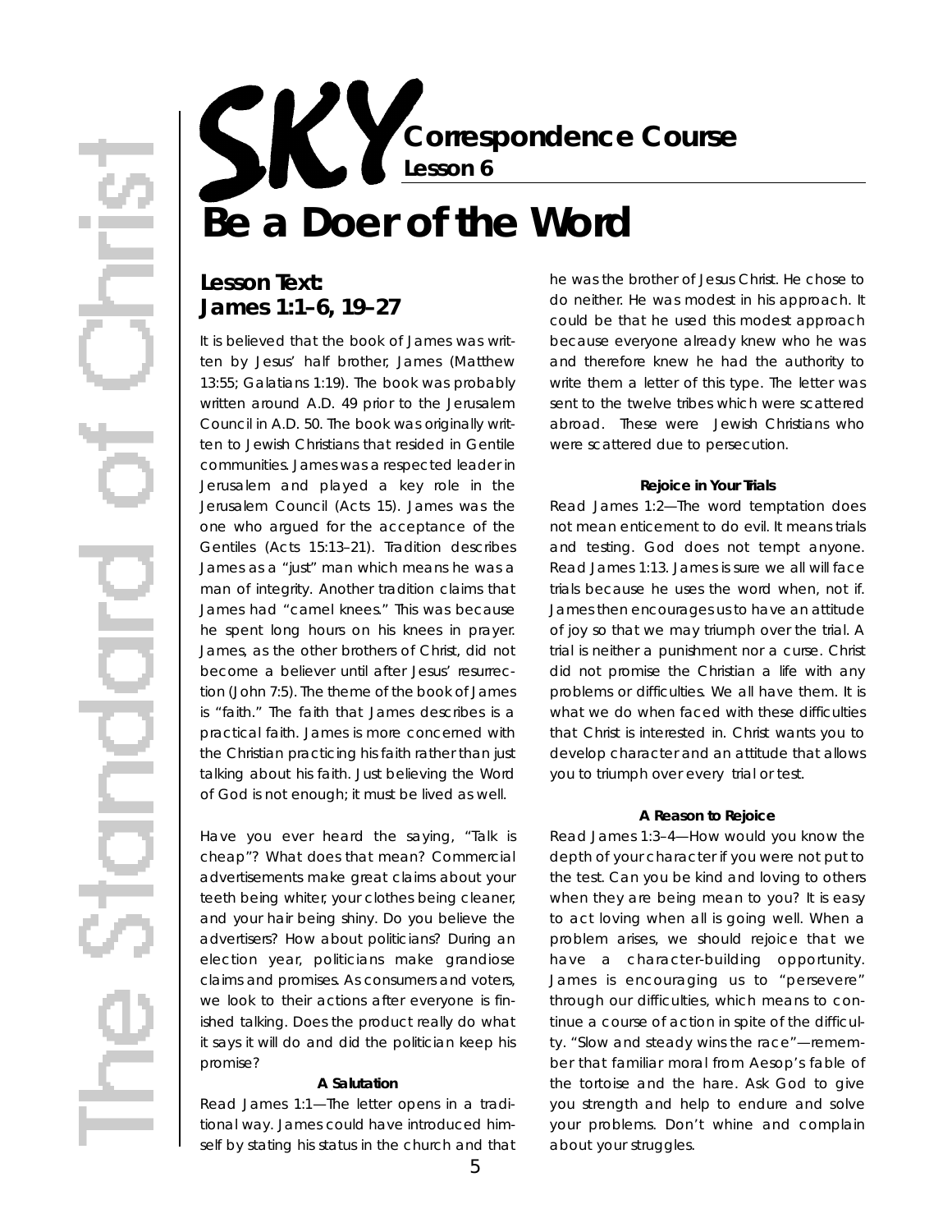# SKY Correspondence Course

**Lesson 6**

# Be a Doer of the Word

## Lesson Text: James 1:1–6, 19–27

It is believed that the book of James was written by Jesus' half brother, James (Matthew 13:55; Galatians 1:19). The book was probably written around A.D. 49 prior to the Jerusalem Council in A.D. 50. The book was originally written to Jewish Christians that resided in Gentile communities. James was a respected leader in Jerusalem and played a key role in the Jerusalem Council (Acts 15). James was the one who argued for the acceptance of the Gentiles (Acts 15:13–21). Tradition describes James as a "just" man which means he was a man of integrity. Another tradition claims that James had "camel knees." This was because he spent long hours on his knees in prayer. James, as the other brothers of Christ, did not become a believer until after Jesus' resurrection (John 7:5). The theme of the book of James is "faith." The faith that James describes is a practical faith. James is more concerned with the Christian practicing his faith rather than just talking about his faith. Just believing the Word of God is not enough; it must be lived as well.

Have you ever heard the saying, "Talk is cheap"? What does that mean? Commercial advertisements make great claims about your teeth being whiter, your clothes being cleaner, and your hair being shiny. Do you believe the advertisers? How about politicians? During an election year, politicians make grandiose claims and promises. As consumers and voters, we look to their actions after everyone is finished talking. Does the product really do what it says it will do and did the politician keep his promise?

#### A Salutation

Read James 1:1—The letter opens in a traditional way. James could have introduced himself by stating his status in the church and that he was the brother of Jesus Christ. He chose to do neither. He was modest in his approach. It could be that he used this modest approach because everyone already knew who he was and therefore knew he had the authority to write them a letter of this type. The letter was sent to the twelve tribes which were scattered abroad. These were Jewish Christians who were scattered due to persecution.

#### Rejoice in Your Trials

Read James 1:2—The word temptation does not mean enticement to do evil. It means trials and testing. God does not tempt anyone. Read James 1:13. James is sure we all will face trials because he uses the word when, not if. James then encourages us to have an attitude of joy so that we may triumph over the trial. A trial is neither a punishment nor a curse. Christ did not promise the Christian a life with any problems or difficulties. We all have them. It is what we do when faced with these difficulties that Christ is interested in. Christ wants you to develop character and an attitude that allows you to triumph over every trial or test.

#### A Reason to Rejoice

Read James 1:3–4—How would you know the depth of your character if you were not put to the test. Can you be kind and loving to others when they are being mean to you? It is easy to act loving when all is going well. When a problem arises, we should rejoice that we have a character-building opportunity. James is encouraging us to "persevere" through our difficulties, which means to continue a course of action in spite of the difficulty. "Slow and steady wins the race"—remember that familiar moral from Aesop's fable of the tortoise and the hare. Ask God to give you strength and help to endure and solve your problems. Don't whine and complain about your struggles.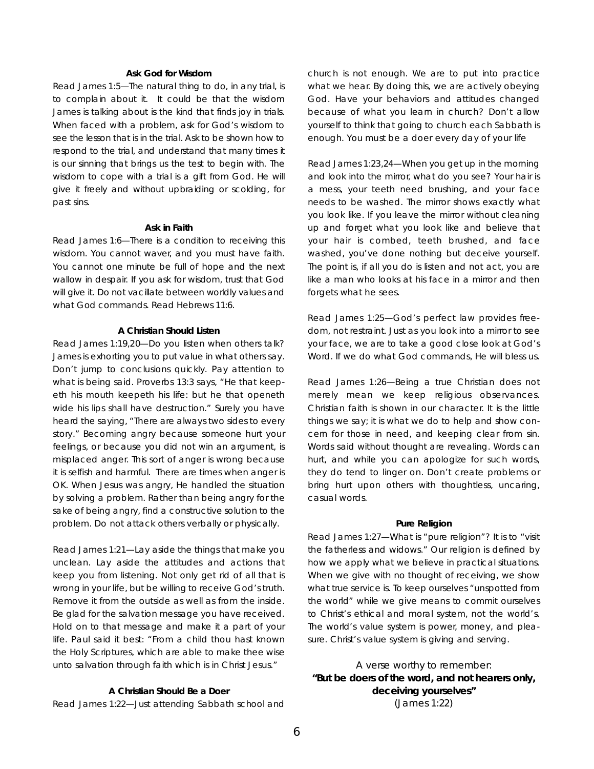### Ask God for Wisdom

Read James 1:5—The natural thing to do, in any trial, is to complain about it. It could be that the wisdom James is talking about is the kind that finds joy in trials. When faced with a problem, ask for God's wisdom to see the lesson that is in the trial. Ask to be shown how to respond to the trial, and understand that many times it is our sinning that brings us the test to begin with. The wisdom to cope with a trial is a gift from God. He will give it freely and without upbraiding or scolding, for past sins.

### Ask in Faith

Read James 1:6—There is a condition to receiving this wisdom. You cannot waver, and you must have faith. You cannot one minute be full of hope and the next wallow in despair. If you ask for wisdom, trust that God will give it. Do not vacillate between worldly values and what God commands. Read Hebrews 11:6.

### A Christian Should Listen

Read James 1:19,20—Do you listen when others talk? James is exhorting you to put value in what others say. Don't jump to conclusions quickly. Pay attention to what is being said. Proverbs 13:3 says, "He that keepeth his mouth keepeth his life: but he that openeth wide his lips shall have destruction." Surely you have heard the saying, "There are always two sides to every story." Becoming angry because someone hurt your feelings, or because you did not win an argument, is misplaced anger. This sort of anger is wrong because it is selfish and harmful. There are times when anger is OK. When Jesus was angry, He handled the situation by solving a problem. Rather than being angry for the sake of being angry, find a constructive solution to the problem. Do not attack others verbally or physically.

Read James 1:21—Lay aside the things that make you unclean. Lay aside the attitudes and actions that keep you from listening. Not only get rid of all that is wrong in your life, but be willing to receive God's truth. Remove it from the outside as well as from the inside. Be glad for the salvation message you have received. Hold on to that message and make it a part of your life. Paul said it best: "From a child thou hast known the Holy Scriptures, which are able to make thee wise unto salvation through faith which is in Christ Jesus."

### A Christian Should Be a Doer

Read James 1:22—Just attending Sabbath school and church is not enough. We are to put into practice what we hear. By doing this, we are actively obeying God. Have your behaviors and attitudes changed because of what you learn in church? Don't allow yourself to think that going to church each Sabbath is enough. You must be a doer every day of your life

Read James 1:23,24—When you get up in the morning and look into the mirror, what do you see? Your hair is a mess, your teeth need brushing, and your face needs to be washed. The mirror shows exactly what you look like. If you leave the mirror without cleaning up and forget what you look like and believe that your hair is combed, teeth brushed, and face washed, you've done nothing but deceive yourself. The point is, if all you do is listen and not act, you are like a man who looks at his face in a mirror and then forgets what he sees.

Read James 1:25—God's perfect law provides freedom, not restraint. Just as you look into a mirror to see your face, we are to take a good close look at God's Word. If we do what God commands, He will bless us.

Read James 1:26—Being a true Christian does not merely mean we keep religious observances. Christian faith is shown in our character. It is the little things we say; it is what we do to help and show concern for those in need, and keeping clear from sin. Words said without thought are revealing. Words can hurt, and while you can apologize for such words, they do tend to linger on. Don't create problems or bring hurt upon others with thoughtless, uncaring, casual words.

### Pure Religion

Read James 1:27—What is "pure religion"? It is to "visit the fatherless and widows." Our religion is defined by how we apply what we believe in practical situations. When we give with no thought of receiving, we show what true service is. To keep ourselves "unspotted from the world" while we give means to commit ourselves to Christ's ethical and moral system, not the world's. The world's value system is power, money, and pleasure. Christ's value system is giving and serving.

A verse worthy to remember:
**"But be doers of the word, and not hearers only, deceiving yourselves"**
(James 1:22)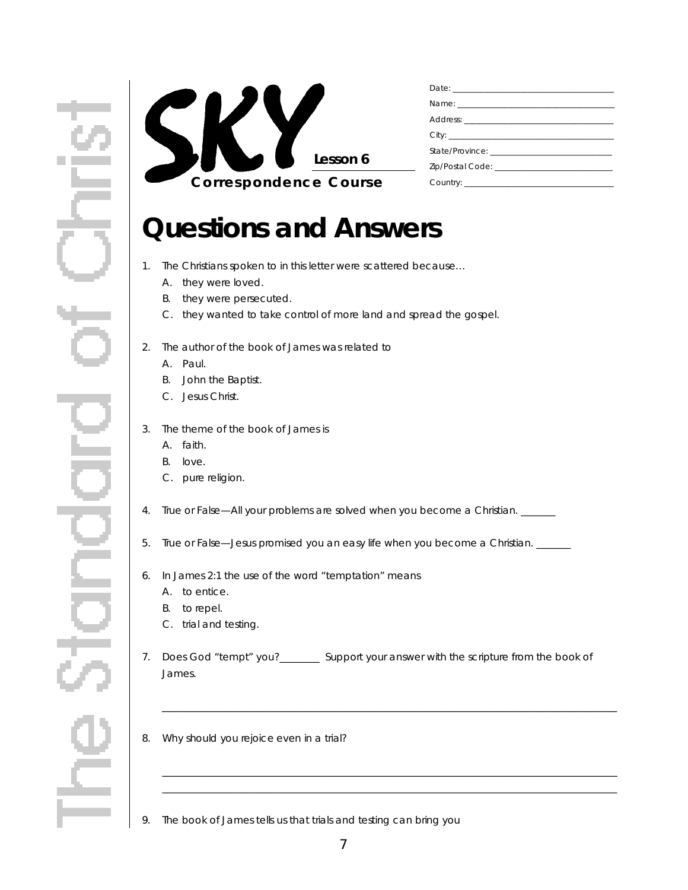# SKY

**Lesson 6**

**Correspondence Course**

Date: ______________________

Name: ______________________

Address: ______________________

City: ______________________

State/Province: ______________________

Zip/Postal Code: ______________________

Country: ______________________

# Questions and Answers

1. The Christians spoken to in this letter were scattered because…
   - A. they were loved.
   - B. they were persecuted.
   - C. they wanted to take control of more land and spread the gospel.

2. The author of the book of James was related to
   - A. Paul.
   - B. John the Baptist.
   - C. Jesus Christ.

3. The theme of the book of James is
   - A. faith.
   - B. love.
   - C. pure religion.

4. True or False—All your problems are solved when you become a Christian. _______

5. True or False—Jesus promised you an easy life when you become a Christian. _______

6. In James 2:1 the use of the word "temptation" means
   - A. to entice.
   - B. to repel.
   - C. trial and testing.

7. Does God "tempt" you?________ Support your answer with the scripture from the book of James.

   ______________________________________________________________________

8. Why should you rejoice even in a trial?

   ______________________________________________________________________

   ______________________________________________________________________

9. The book of James tells us that trials and testing can bring you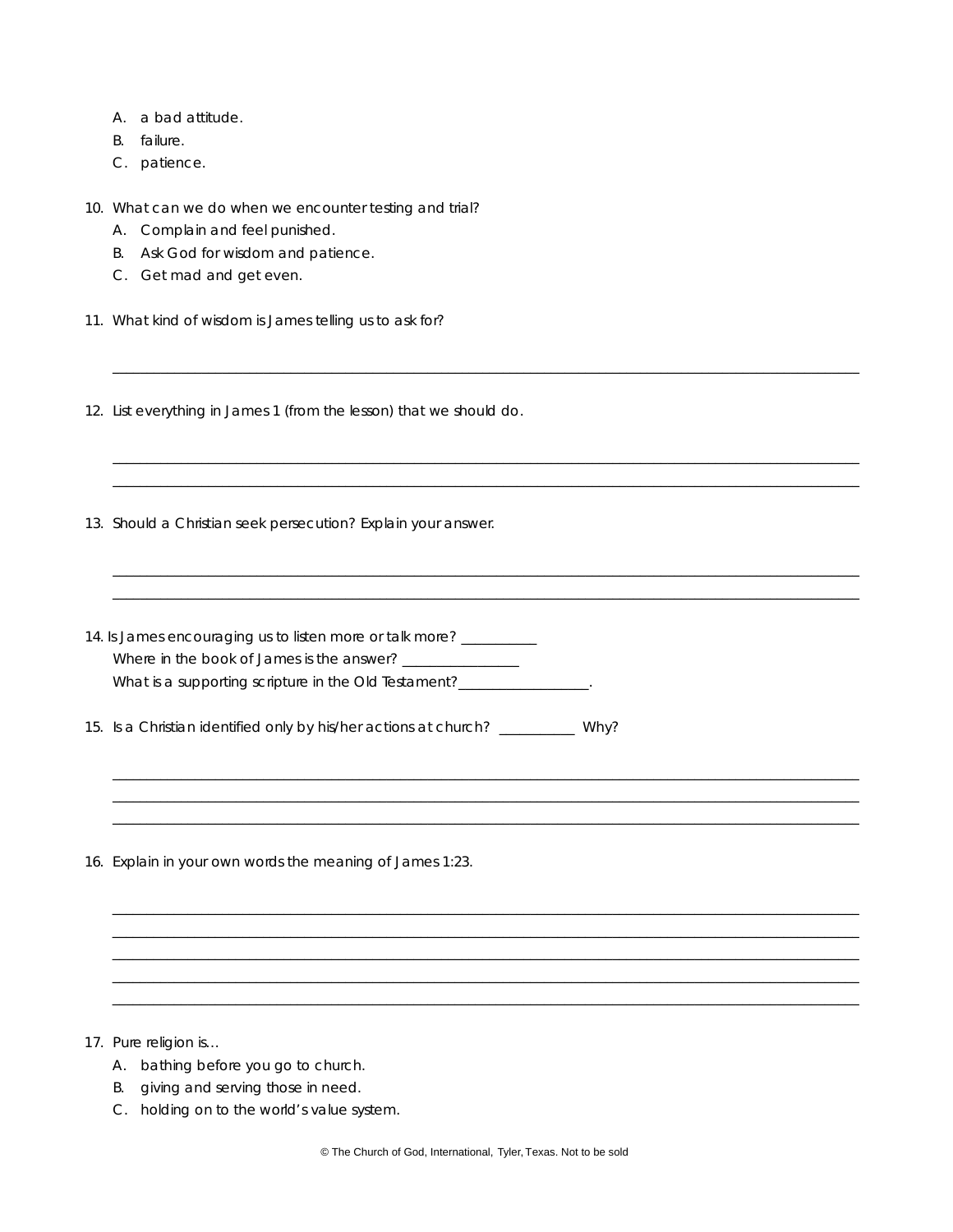A. a bad attitude.
B. failure.
C. patience.

10. What can we do when we encounter testing and trial?
    A. Complain and feel punished.
    B. Ask God for wisdom and patience.
    C. Get mad and get even.

11. What kind of wisdom is James telling us to ask for?

______________________________________________________________________________________

12. List everything in James 1 (from the lesson) that we should do.

______________________________________________________________________________________
______________________________________________________________________________________

13. Should a Christian seek persecution? Explain your answer.

______________________________________________________________________________________
______________________________________________________________________________________

14. Is James encouraging us to listen more or talk more? __________
    Where in the book of James is the answer? _______________
    What is a supporting scripture in the Old Testament?_________________.

15. Is a Christian identified only by his/her actions at church? __________ Why?

______________________________________________________________________________________
______________________________________________________________________________________
______________________________________________________________________________________

16. Explain in your own words the meaning of James 1:23.

______________________________________________________________________________________
______________________________________________________________________________________
______________________________________________________________________________________
______________________________________________________________________________________
______________________________________________________________________________________

17. Pure religion is…
    A. bathing before you go to church.
    B. giving and serving those in need.
    C. holding on to the world's value system.

© The Church of God, International, Tyler, Texas. Not to be sold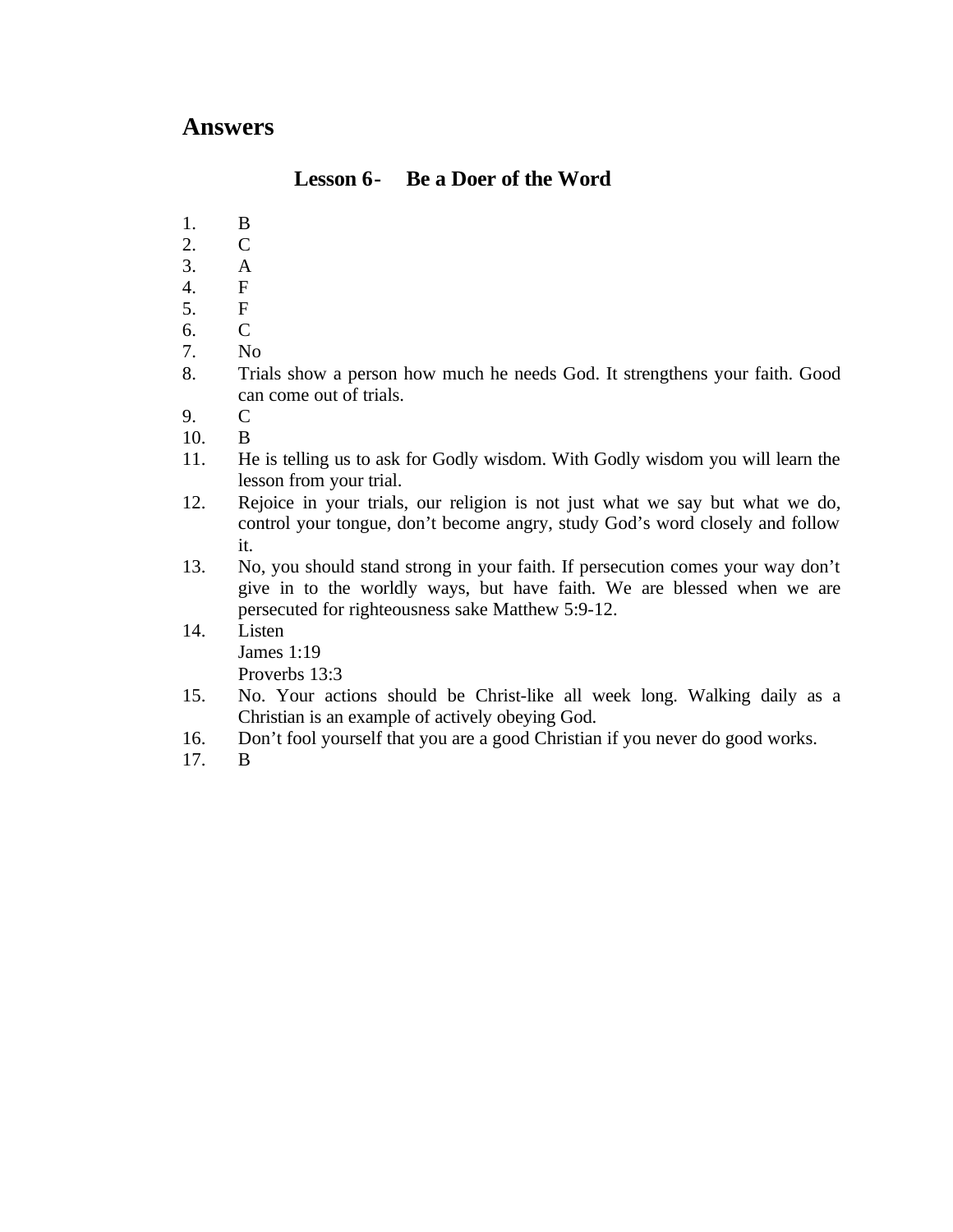# Answers

## Lesson 6- Be a Doer of the Word

1. B
2. C
3. A
4. F
5. F
6. C
7. No
8. Trials show a person how much he needs God. It strengthens your faith. Good can come out of trials.
9. C
10. B
11. He is telling us to ask for Godly wisdom. With Godly wisdom you will learn the lesson from your trial.
12. Rejoice in your trials, our religion is not just what we say but what we do, control your tongue, don't become angry, study God's word closely and follow it.
13. No, you should stand strong in your faith. If persecution comes your way don't give in to the worldly ways, but have faith. We are blessed when we are persecuted for righteousness sake Matthew 5:9-12.
14. Listen  
    James 1:19  
    Proverbs 13:3
15. No. Your actions should be Christ-like all week long. Walking daily as a Christian is an example of actively obeying God.
16. Don't fool yourself that you are a good Christian if you never do good works.
17. B